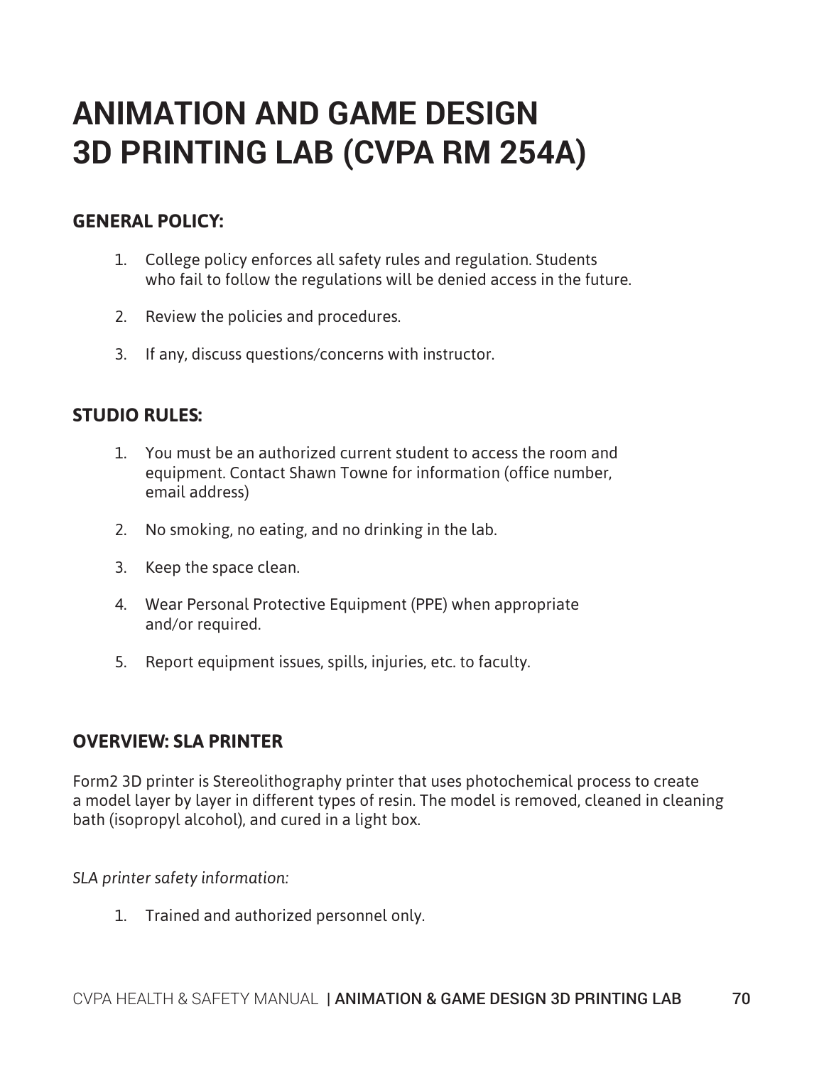# ANIMATION AND GAME DESIGN 3D PRINTING LAB (CVPA RM 254A)

## GENERAL POLICY:

1. College policy enforces all safety rules and regulation. Students who fail to follow the regulations will be denied access in the future.
2. Review the policies and procedures.
3. If any, discuss questions/concerns with instructor.

## STUDIO RULES:

1. You must be an authorized current student to access the room and equipment. Contact Shawn Towne for information (office number, email address)
2. No smoking, no eating, and no drinking in the lab.
3. Keep the space clean.
4. Wear Personal Protective Equipment (PPE) when appropriate and/or required.
5. Report equipment issues, spills, injuries, etc. to faculty.

## OVERVIEW: SLA PRINTER

Form2 3D printer is Stereolithography printer that uses photochemical process to create a model layer by layer in different types of resin. The model is removed, cleaned in cleaning bath (isopropyl alcohol), and cured in a light box.

*SLA printer safety information:*

1. Trained and authorized personnel only.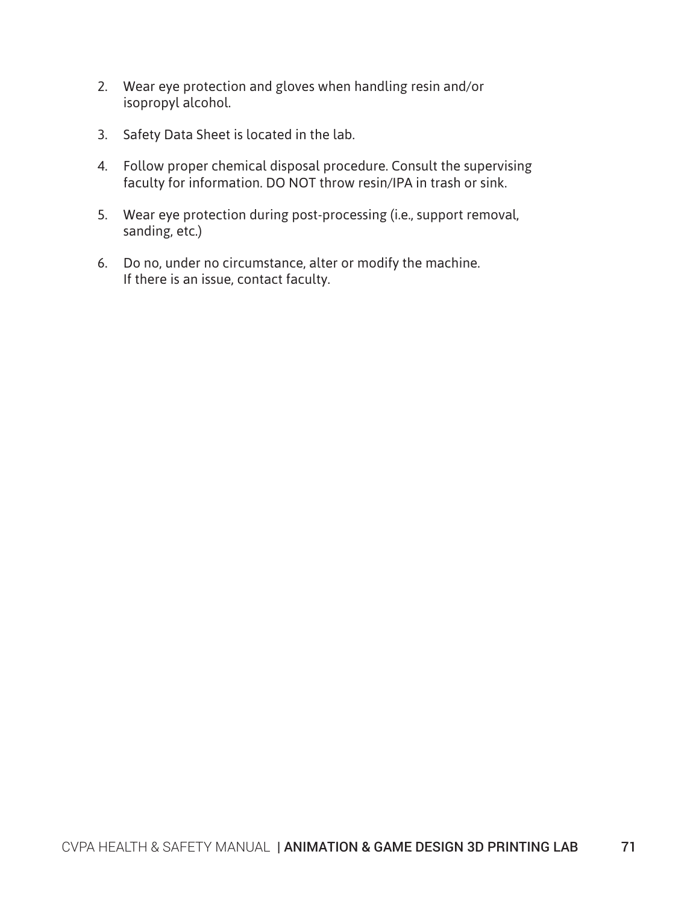2. Wear eye protection and gloves when handling resin and/or isopropyl alcohol.

3. Safety Data Sheet is located in the lab.

4. Follow proper chemical disposal procedure. Consult the supervising faculty for information. DO NOT throw resin/IPA in trash or sink.

5. Wear eye protection during post-processing (i.e., support removal, sanding, etc.)

6. Do no, under no circumstance, alter or modify the machine. If there is an issue, contact faculty.